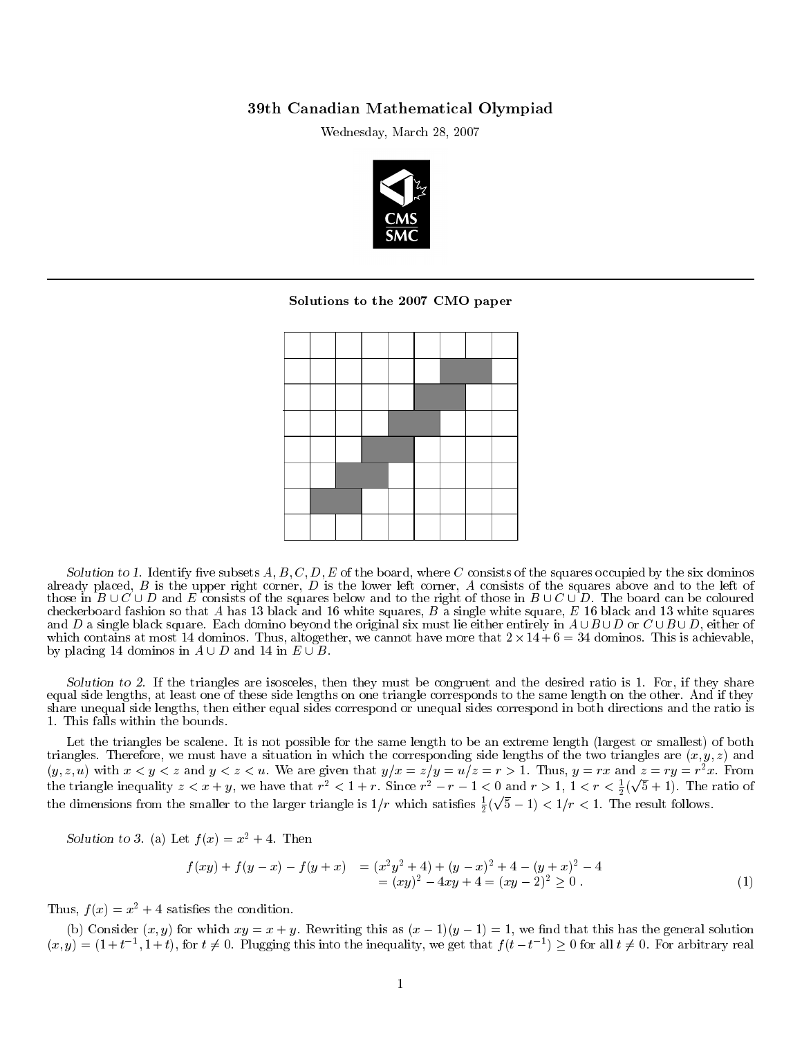# 39th Canadian Mathematical Olympiad

Wednesday, March 28, 2007

## Solutions to the 2007 CMO paper

*Solution to 1.* Identify five subsets $A, B, C, D, E$ of the board, where $C$ consists of the squares occupied by the six dominos already placed, $B$ is the upper right corner, $D$ is the lower left corner, $A$ consists of the squares above and to the left of those in $B \cup C \cup D$ and $E$ consists of the squares below and to the right of those in $B \cup C \cup D$. The board can be coloured checkerboard fashion so that $A$ has 13 black and 16 white squares, $B$ a single white square, $E$ 16 black and 13 white squares and $D$ a single black square. Each domino beyond the original six must lie either entirely in $A \cup B \cup D$ or $C \cup B \cup D$, either of which contains at most 14 dominos. Thus, altogether, we cannot have more that $2 \times 14 + 6 = 34$ dominos. This is achievable, by placing 14 dominos in $A \cup D$ and 14 in $E \cup B$.

*Solution to 2.* If the triangles are isosceles, then they must be congruent and the desired ratio is 1. For, if they share equal side lengths, at least one of these side lengths on one triangle corresponds to the same length on the other. And if they share unequal side lengths, then either equal sides correspond or unequal sides correspond in both directions and the ratio is 1. This falls within the bounds.

Let the triangles be scalene. It is not possible for the same length to be an extreme length (largest or smallest) of both triangles. Therefore, we must have a situation in which the corresponding side lengths of the two triangles are $(x, y, z)$ and $(y, z, u)$ with $x < y < z$ and $y < z < u$. We are given that $y/x = z/y = u/z = r > 1$. Thus, $y = rx$ and $z = ry = r^2 x$. From the triangle inequality $z < x + y$, we have that $r^2 < 1 + r$. Since $r^2 - r - 1 < 0$ and $r > 1$, $1 < r < \frac{1}{2}(\sqrt{5} + 1)$. The ratio of the dimensions from the smaller to the larger triangle is $1/r$ which satisfies $\frac{1}{2}(\sqrt{5} - 1) < 1/r < 1$. The result follows.

*Solution to 3.* (a) Let $f(x) = x^2 + 4$. Then

$$\begin{aligned} f(xy) + f(y - x) - f(y + x) &= (x^2 y^2 + 4) + (y - x)^2 + 4 - (y + x)^2 - 4 \\ &= (xy)^2 - 4xy + 4 = (xy - 2)^2 \geq 0 \ . \end{aligned} \tag{1}$$

Thus, $f(x) = x^2 + 4$ satisfies the condition.

(b) Consider $(x, y)$ for which $xy = x + y$. Rewriting this as $(x - 1)(y - 1) = 1$, we find that this has the general solution $(x, y) = (1 + t^{-1}, 1 + t)$, for $t \neq 0$. Plugging this into the inequality, we get that $f(t - t^{-1}) \geq 0$ for all $t \neq 0$. For arbitrary real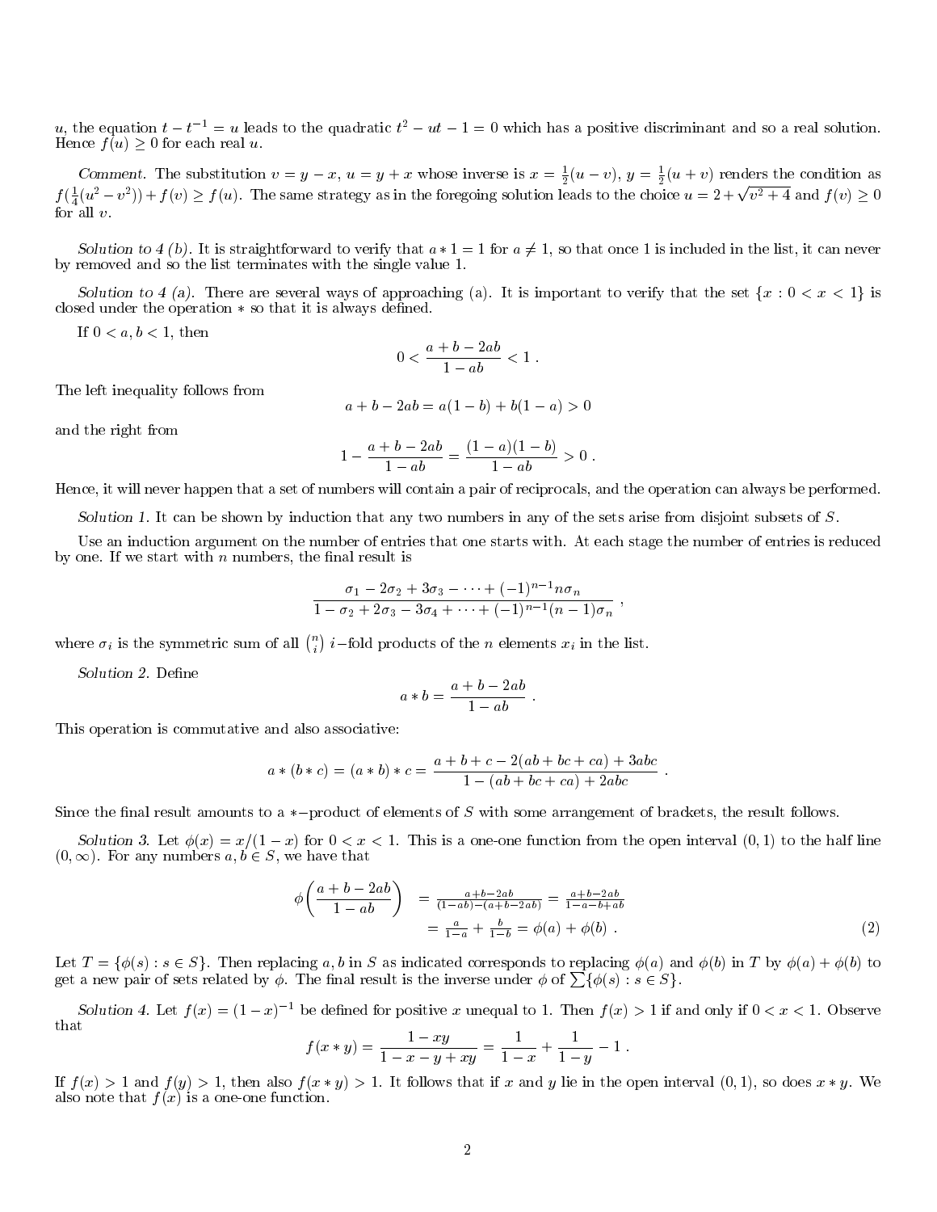$u$, the equation $t - t^{-1} = u$ leads to the quadratic $t^2 - ut - 1 = 0$ which has a positive discriminant and so a real solution. Hence $f(u) \geq 0$ for each real $u$.

*Comment.* The substitution $v = y - x$, $u = y + x$ whose inverse is $x = \frac{1}{2}(u - v)$, $y = \frac{1}{2}(u + v)$ renders the condition as $f(\frac{1}{4}(u^2 - v^2)) + f(v) \geq f(u)$. The same strategy as in the foregoing solution leads to the choice $u = 2 + \sqrt{v^2 + 4}$ and $f(v) \geq 0$ for all $v$.

*Solution to 4 (b).* It is straightforward to verify that $a * 1 = 1$ for $a \neq 1$, so that once 1 is included in the list, it can never by removed and so the list terminates with the single value 1.

*Solution to 4 (a).* There are several ways of approaching (a). It is important to verify that the set $\{x : 0 < x < 1\}$ is closed under the operation $*$ so that it is always defined.

If $0 < a, b < 1$, then

$$0 < \frac{a + b - 2ab}{1 - ab} < 1 \ .$$

The left inequality follows from

$$a + b - 2ab = a(1 - b) + b(1 - a) > 0$$

and the right from

$$1 - \frac{a + b - 2ab}{1 - ab} = \frac{(1 - a)(1 - b)}{1 - ab} > 0 \ .$$

Hence, it will never happen that a set of numbers will contain a pair of reciprocals, and the operation can always be performed.

*Solution 1.* It can be shown by induction that any two numbers in any of the sets arise from disjoint subsets of $S$.

Use an induction argument on the number of entries that one starts with. At each stage the number of entries is reduced by one. If we start with $n$ numbers, the final result is

$$\frac{\sigma_1 - 2\sigma_2 + 3\sigma_3 - \cdots + (-1)^{n-1} n \sigma_n}{1 - \sigma_2 + 2\sigma_3 - 3\sigma_4 + \cdots + (-1)^{n-1}(n-1)\sigma_n} \ ,$$

where $\sigma_i$ is the symmetric sum of all $\binom{n}{i}$ $i-$fold products of the $n$ elements $x_i$ in the list.

*Solution 2.* Define

$$a * b = \frac{a + b - 2ab}{1 - ab} \ .$$

This operation is commutative and also associative:

$$a * (b * c) = (a * b) * c = \frac{a + b + c - 2(ab + bc + ca) + 3abc}{1 - (ab + bc + ca) + 2abc} \ .$$

Since the final result amounts to a $*-$product of elements of $S$ with some arrangement of brackets, the result follows.

*Solution 3.* Let $\phi(x) = x/(1 - x)$ for $0 < x < 1$. This is a one-one function from the open interval $(0, 1)$ to the half line $(0, \infty)$. For any numbers $a, b \in S$, we have that

$$\begin{aligned} \phi\left(\frac{a + b - 2ab}{1 - ab}\right) &= \tfrac{a+b-2ab}{(1-ab)-(a+b-2ab)} = \tfrac{a+b-2ab}{1-a-b+ab} \\ &= \tfrac{a}{1-a} + \tfrac{b}{1-b} = \phi(a) + \phi(b) \ . \end{aligned} \tag{2}$$

Let $T = \{\phi(s) : s \in S\}$. Then replacing $a, b$ in $S$ as indicated corresponds to replacing $\phi(a)$ and $\phi(b)$ in $T$ by $\phi(a) + \phi(b)$ to get a new pair of sets related by $\phi$. The final result is the inverse under $\phi$ of $\sum\{\phi(s) : s \in S\}$.

*Solution 4.* Let $f(x) = (1 - x)^{-1}$ be defined for positive $x$ unequal to 1. Then $f(x) > 1$ if and only if $0 < x < 1$. Observe that

$$f(x * y) = \frac{1 - xy}{1 - x - y + xy} = \frac{1}{1 - x} + \frac{1}{1 - y} - 1 \ .$$

If $f(x) > 1$ and $f(y) > 1$, then also $f(x * y) > 1$. It follows that if $x$ and $y$ lie in the open interval $(0, 1)$, so does $x * y$. We also note that $f(x)$ is a one-one function.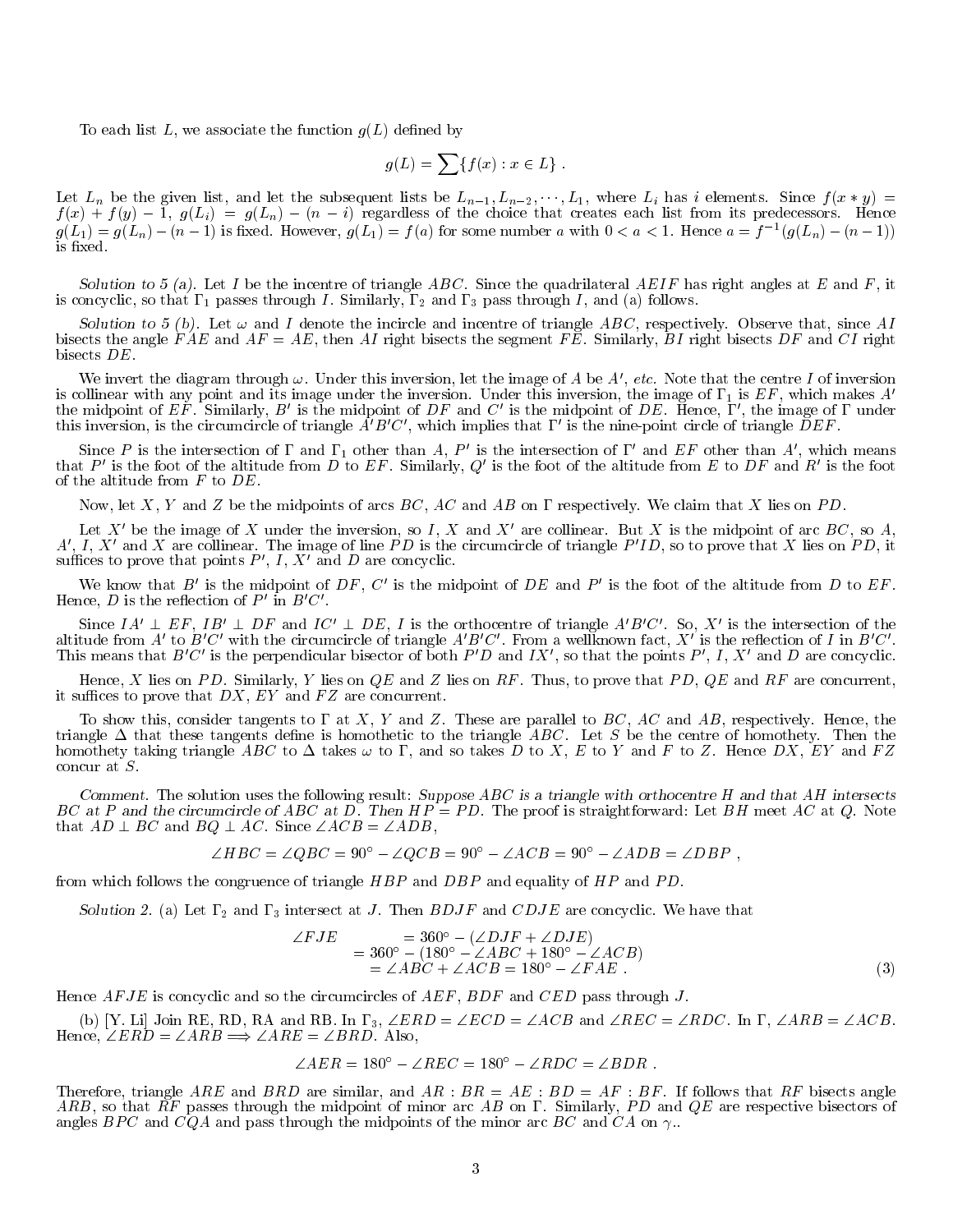To each list $L$, we associate the function $g(L)$ defined by

$$g(L) = \sum\{f(x) : x \in L\} .$$

Let $L_n$ be the given list, and let the subsequent lists be $L_{n-1}, L_{n-2}, \cdots, L_1$, where $L_i$ has $i$ elements. Since $f(x * y) = f(x) + f(y) - 1$, $g(L_i) = g(L_n) - (n - i)$ regardless of the choice that creates each list from its predecessors. Hence $g(L_1) = g(L_n) - (n - 1)$ is fixed. However, $g(L_1) = f(a)$ for some number $a$ with $0 < a < 1$. Hence $a = f^{-1}(g(L_n) - (n - 1))$ is fixed.

*Solution to 5 (a).* Let $I$ be the incentre of triangle $ABC$. Since the quadrilateral $AEIF$ has right angles at $E$ and $F$, it is concyclic, so that $\Gamma_1$ passes through $I$. Similarly, $\Gamma_2$ and $\Gamma_3$ pass through $I$, and (a) follows.

*Solution to 5 (b).* Let $\omega$ and $I$ denote the incircle and incentre of triangle $ABC$, respectively. Observe that, since $AI$ bisects the angle $FAE$ and $AF = AE$, then $AI$ right bisects the segment $FE$. Similarly, $BI$ right bisects $DF$ and $CI$ right bisects $DE$.

We invert the diagram through $\omega$. Under this inversion, let the image of $A$ be $A'$, *etc.* Note that the centre $I$ of inversion is collinear with any point and its image under the inversion. Under this inversion, the image of $\Gamma_1$ is $EF$, which makes $A'$ the midpoint of $EF$. Similarly, $B'$ is the midpoint of $DF$ and $C'$ is the midpoint of $DE$. Hence, $\Gamma'$, the image of $\Gamma$ under this inversion, is the circumcircle of triangle $A'B'C'$, which implies that $\Gamma'$ is the nine-point circle of triangle $DEF$.

Since $P$ is the intersection of $\Gamma$ and $\Gamma_1$ other than $A$, $P'$ is the intersection of $\Gamma'$ and $EF$ other than $A'$, which means that $P'$ is the foot of the altitude from $D$ to $EF$. Similarly, $Q'$ is the foot of the altitude from $E$ to $DF$ and $R'$ is the foot of the altitude from $F$ to $DE$.

Now, let $X$, $Y$ and $Z$ be the midpoints of arcs $BC$, $AC$ and $AB$ on $\Gamma$ respectively. We claim that $X$ lies on $PD$.

Let $X'$ be the image of $X$ under the inversion, so $I$, $X$ and $X'$ are collinear. But $X$ is the midpoint of arc $BC$, so $A$, $A'$, $I$, $X'$ and $X$ are collinear. The image of line $PD$ is the circumcircle of triangle $P'ID$, so to prove that $X$ lies on $PD$, it suffices to prove that points $P'$, $I$, $X'$ and $D$ are concyclic.

We know that $B'$ is the midpoint of $DF$, $C'$ is the midpoint of $DE$ and $P'$ is the foot of the altitude from $D$ to $EF$. Hence, $D$ is the reflection of $P'$ in $B'C'$.

Since $IA' \perp EF$, $IB' \perp DF$ and $IC' \perp DE$, $I$ is the orthocentre of triangle $A'B'C'$. So, $X'$ is the intersection of the altitude from $A'$ to $B'C'$ with the circumcircle of triangle $A'B'C'$. From a wellknown fact, $X'$ is the reflection of $I$ in $B'C'$. This means that $B'C'$ is the perpendicular bisector of both $P'D$ and $IX'$, so that the points $P'$, $I$, $X'$ and $D$ are concyclic.

Hence, $X$ lies on $PD$. Similarly, $Y$ lies on $QE$ and $Z$ lies on $RF$. Thus, to prove that $PD$, $QE$ and $RF$ are concurrent, it suffices to prove that $DX$, $EY$ and $FZ$ are concurrent.

To show this, consider tangents to $\Gamma$ at $X$, $Y$ and $Z$. These are parallel to $BC$, $AC$ and $AB$, respectively. Hence, the triangle $\Delta$ that these tangents define is homothetic to the triangle $ABC$. Let $S$ be the centre of homothety. Then the homothety taking triangle $ABC$ to $\Delta$ takes $\omega$ to $\Gamma$, and so takes $D$ to $X$, $E$ to $Y$ and $F$ to $Z$. Hence $DX$, $EY$ and $FZ$ concur at $S$.

*Comment.* The solution uses the following result: *Suppose $ABC$ is a triangle with orthocentre $H$ and that $AH$ intersects $BC$ at $P$ and the circumcircle of $ABC$ at $D$. Then $HP = PD$.* The proof is straightforward: Let $BH$ meet $AC$ at $Q$. Note that $AD \perp BC$ and $BQ \perp AC$. Since $\angle ACB = \angle ADB$,

$$\angle HBC = \angle QBC = 90^\circ - \angle QCB = 90^\circ - \angle ACB = 90^\circ - \angle ADB = \angle DBP ,$$

from which follows the congruence of triangle $HBP$ and $DBP$ and equality of $HP$ and $PD$.

*Solution 2.* (a) Let $\Gamma_2$ and $\Gamma_3$ intersect at $J$. Then $BDJF$ and $CDJE$ are concyclic. We have that

$$\begin{aligned}
\angle FJE &= 360^\circ - (\angle DJF + \angle DJE) \\
&= 360^\circ - (180^\circ - \angle ABC + 180^\circ - \angle ACB) \\
&= \angle ABC + \angle ACB = 180^\circ - \angle FAE .
\end{aligned} \tag{3}$$

Hence $AFJE$ is concyclic and so the circumcircles of $AEF$, $BDF$ and $CED$ pass through $J$.

(b) [Y. Li] Join RE, RD, RA and RB. In $\Gamma_3$, $\angle ERD = \angle ECD = \angle ACB$ and $\angle REC = \angle RDC$. In $\Gamma$, $\angle ARB = \angle ACB$. Hence, $\angle ERD = \angle ARB \Longrightarrow \angle ARE = \angle BRD$. Also,

$$\angle AER = 180^\circ - \angle REC = 180^\circ - \angle RDC = \angle BDR .$$

Therefore, triangle $ARE$ and $BRD$ are similar, and $AR : BR = AE : BD = AF : BF$. If follows that $RF$ bisects angle $ARB$, so that $RF$ passes through the midpoint of minor arc $AB$ on $\Gamma$. Similarly, $PD$ and $QE$ are respective bisectors of angles $BPC$ and $CQA$ and pass through the midpoints of the minor arc $BC$ and $CA$ on $\gamma$..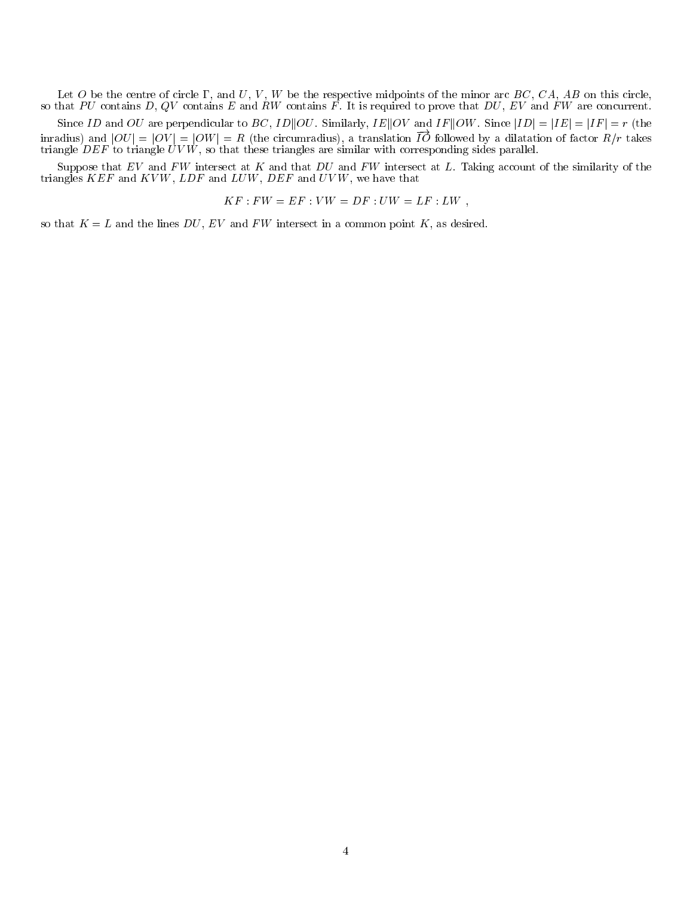Let $O$ be the centre of circle $\Gamma$, and $U$, $V$, $W$ be the respective midpoints of the minor arc $BC$, $CA$, $AB$ on this circle, so that $PU$ contains $D$, $QV$ contains $E$ and $RW$ contains $F$. It is required to prove that $DU$, $EV$ and $FW$ are concurrent.

Since $ID$ and $OU$ are perpendicular to $BC$, $ID \| OU$. Similarly, $IE \| OV$ and $IF \| OW$. Since $|ID| = |IE| = |IF| = r$ (the inradius) and $|OU| = |OV| = |OW| = R$ (the circumradius), a translation $\overrightarrow{IO}$ followed by a dilatation of factor $R/r$ takes triangle $DEF$ to triangle $UVW$, so that these triangles are similar with corresponding sides parallel.

Suppose that $EV$ and $FW$ intersect at $K$ and that $DU$ and $FW$ intersect at $L$. Taking account of the similarity of the triangles $KEF$ and $KVW$, $LDF$ and $LUW$, $DEF$ and $UVW$, we have that

$$KF : FW = EF : VW = DF : UW = LF : LW \ ,$$

so that $K = L$ and the lines $DU$, $EV$ and $FW$ intersect in a common point $K$, as desired.